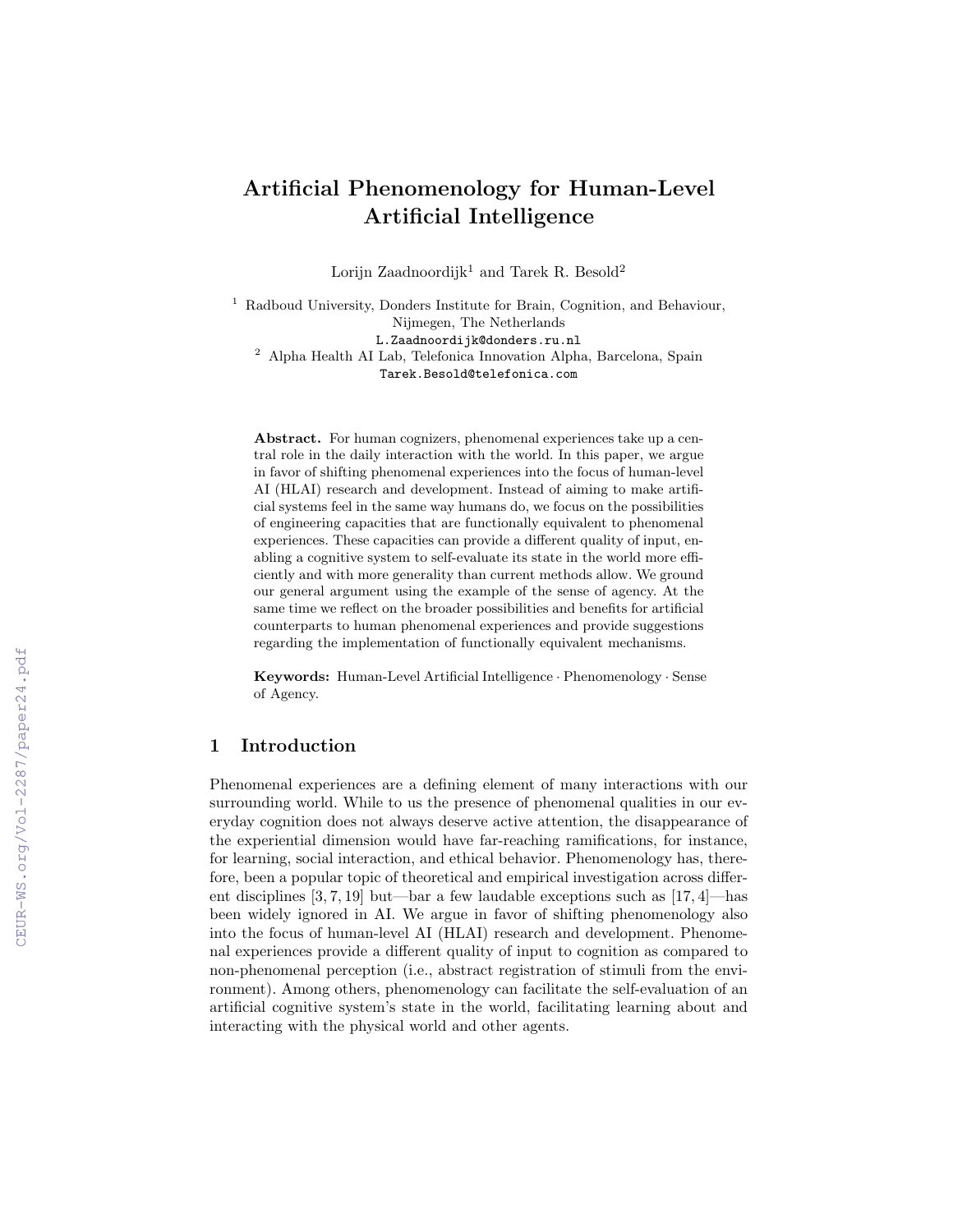# Artificial Phenomenology for Human-Level Artificial Intelligence

Lorijn Zaadnoordijk[1] and Tarek R. Besold[2]

[1] Radboud University, Donders Institute for Brain, Cognition, and Behaviour, Nijmegen, The Netherlands
L.Zaadnoordijk@donders.ru.nl

[2] Alpha Health AI Lab, Telefonica Innovation Alpha, Barcelona, Spain
Tarek.Besold@telefonica.com

**Abstract.** For human cognizers, phenomenal experiences take up a central role in the daily interaction with the world. In this paper, we argue in favor of shifting phenomenal experiences into the focus of human-level AI (HLAI) research and development. Instead of aiming to make artificial systems feel in the same way humans do, we focus on the possibilities of engineering capacities that are functionally equivalent to phenomenal experiences. These capacities can provide a different quality of input, enabling a cognitive system to self-evaluate its state in the world more efficiently and with more generality than current methods allow. We ground our general argument using the example of the sense of agency. At the same time we reflect on the broader possibilities and benefits for artificial counterparts to human phenomenal experiences and provide suggestions regarding the implementation of functionally equivalent mechanisms.

**Keywords:** Human-Level Artificial Intelligence · Phenomenology · Sense of Agency.

## 1 Introduction

Phenomenal experiences are a defining element of many interactions with our surrounding world. While to us the presence of phenomenal qualities in our everyday cognition does not always deserve active attention, the disappearance of the experiential dimension would have far-reaching ramifications, for instance, for learning, social interaction, and ethical behavior. Phenomenology has, therefore, been a popular topic of theoretical and empirical investigation across different disciplines [3, 7, 19] but—bar a few laudable exceptions such as [17, 4]—has been widely ignored in AI. We argue in favor of shifting phenomenology also into the focus of human-level AI (HLAI) research and development. Phenomenal experiences provide a different quality of input to cognition as compared to non-phenomenal perception (i.e., abstract registration of stimuli from the environment). Among others, phenomenology can facilitate the self-evaluation of an artificial cognitive system's state in the world, facilitating learning about and interacting with the physical world and other agents.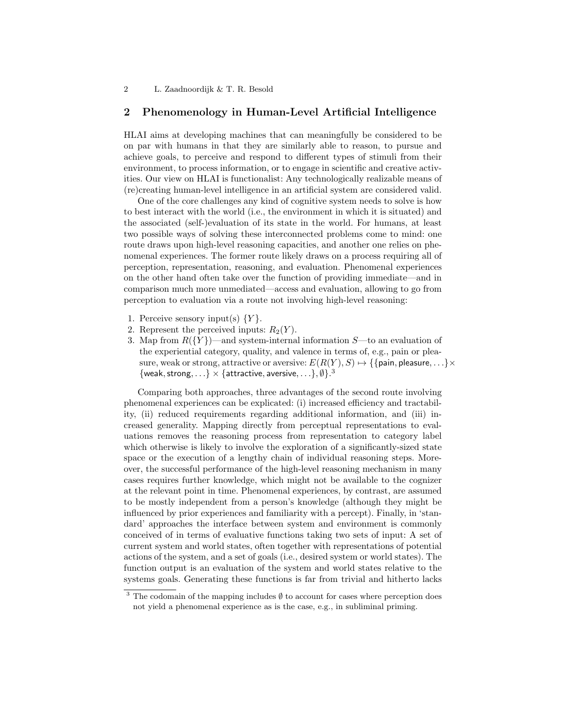## 2 Phenomenology in Human-Level Artificial Intelligence

HLAI aims at developing machines that can meaningfully be considered to be on par with humans in that they are similarly able to reason, to pursue and achieve goals, to perceive and respond to different types of stimuli from their environment, to process information, or to engage in scientific and creative activities. Our view on HLAI is functionalist: Any technologically realizable means of (re)creating human-level intelligence in an artificial system are considered valid.

One of the core challenges any kind of cognitive system needs to solve is how to best interact with the world (i.e., the environment in which it is situated) and the associated (self-)evaluation of its state in the world. For humans, at least two possible ways of solving these interconnected problems come to mind: one route draws upon high-level reasoning capacities, and another one relies on phenomenal experiences. The former route likely draws on a process requiring all of perception, representation, reasoning, and evaluation. Phenomenal experiences on the other hand often take over the function of providing immediate—and in comparison much more unmediated—access and evaluation, allowing to go from perception to evaluation via a route not involving high-level reasoning:

1. Perceive sensory input(s) $\{Y\}$.
2. Represent the perceived inputs: $R_2(Y)$.
3. Map from $R(\{Y\})$—and system-internal information $S$—to an evaluation of the experiential category, quality, and valence in terms of, e.g., pain or pleasure, weak or strong, attractive or aversive: $E(R(Y), S) \mapsto \{\{\mathsf{pain}, \mathsf{pleasure}, \ldots\} \times \{\mathsf{weak}, \mathsf{strong}, \ldots\} \times \{\mathsf{attractive}, \mathsf{aversive}, \ldots\}, \emptyset\}$.[3]

Comparing both approaches, three advantages of the second route involving phenomenal experiences can be explicated: (i) increased efficiency and tractability, (ii) reduced requirements regarding additional information, and (iii) increased generality. Mapping directly from perceptual representations to evaluations removes the reasoning process from representation to category label which otherwise is likely to involve the exploration of a significantly-sized state space or the execution of a lengthy chain of individual reasoning steps. Moreover, the successful performance of the high-level reasoning mechanism in many cases requires further knowledge, which might not be available to the cognizer at the relevant point in time. Phenomenal experiences, by contrast, are assumed to be mostly independent from a person's knowledge (although they might be influenced by prior experiences and familiarity with a percept). Finally, in 'standard' approaches the interface between system and environment is commonly conceived of in terms of evaluative functions taking two sets of input: A set of current system and world states, often together with representations of potential actions of the system, and a set of goals (i.e., desired system or world states). The function output is an evaluation of the system and world states relative to the systems goals. Generating these functions is far from trivial and hitherto lacks

[3] The codomain of the mapping includes $\emptyset$ to account for cases where perception does not yield a phenomenal experience as is the case, e.g., in subliminal priming.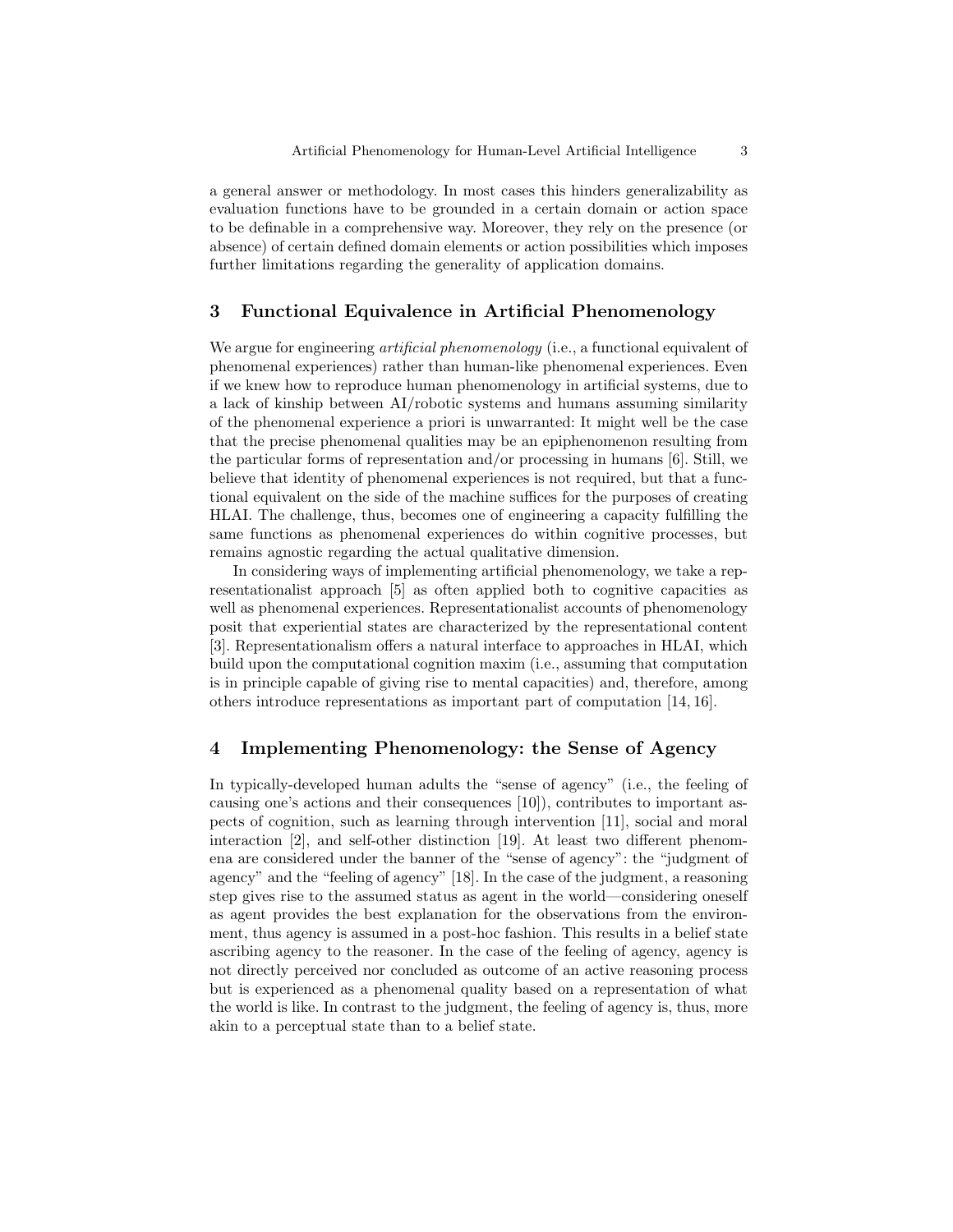a general answer or methodology. In most cases this hinders generalizability as evaluation functions have to be grounded in a certain domain or action space to be definable in a comprehensive way. Moreover, they rely on the presence (or absence) of certain defined domain elements or action possibilities which imposes further limitations regarding the generality of application domains.

## 3 Functional Equivalence in Artificial Phenomenology

We argue for engineering *artificial phenomenology* (i.e., a functional equivalent of phenomenal experiences) rather than human-like phenomenal experiences. Even if we knew how to reproduce human phenomenology in artificial systems, due to a lack of kinship between AI/robotic systems and humans assuming similarity of the phenomenal experience a priori is unwarranted: It might well be the case that the precise phenomenal qualities may be an epiphenomenon resulting from the particular forms of representation and/or processing in humans [6]. Still, we believe that identity of phenomenal experiences is not required, but that a functional equivalent on the side of the machine suffices for the purposes of creating HLAI. The challenge, thus, becomes one of engineering a capacity fulfilling the same functions as phenomenal experiences do within cognitive processes, but remains agnostic regarding the actual qualitative dimension.

In considering ways of implementing artificial phenomenology, we take a representationalist approach [5] as often applied both to cognitive capacities as well as phenomenal experiences. Representationalist accounts of phenomenology posit that experiential states are characterized by the representational content [3]. Representationalism offers a natural interface to approaches in HLAI, which build upon the computational cognition maxim (i.e., assuming that computation is in principle capable of giving rise to mental capacities) and, therefore, among others introduce representations as important part of computation [14, 16].

## 4 Implementing Phenomenology: the Sense of Agency

In typically-developed human adults the "sense of agency" (i.e., the feeling of causing one's actions and their consequences [10]), contributes to important aspects of cognition, such as learning through intervention [11], social and moral interaction [2], and self-other distinction [19]. At least two different phenomena are considered under the banner of the "sense of agency": the "judgment of agency" and the "feeling of agency" [18]. In the case of the judgment, a reasoning step gives rise to the assumed status as agent in the world—considering oneself as agent provides the best explanation for the observations from the environment, thus agency is assumed in a post-hoc fashion. This results in a belief state ascribing agency to the reasoner. In the case of the feeling of agency, agency is not directly perceived nor concluded as outcome of an active reasoning process but is experienced as a phenomenal quality based on a representation of what the world is like. In contrast to the judgment, the feeling of agency is, thus, more akin to a perceptual state than to a belief state.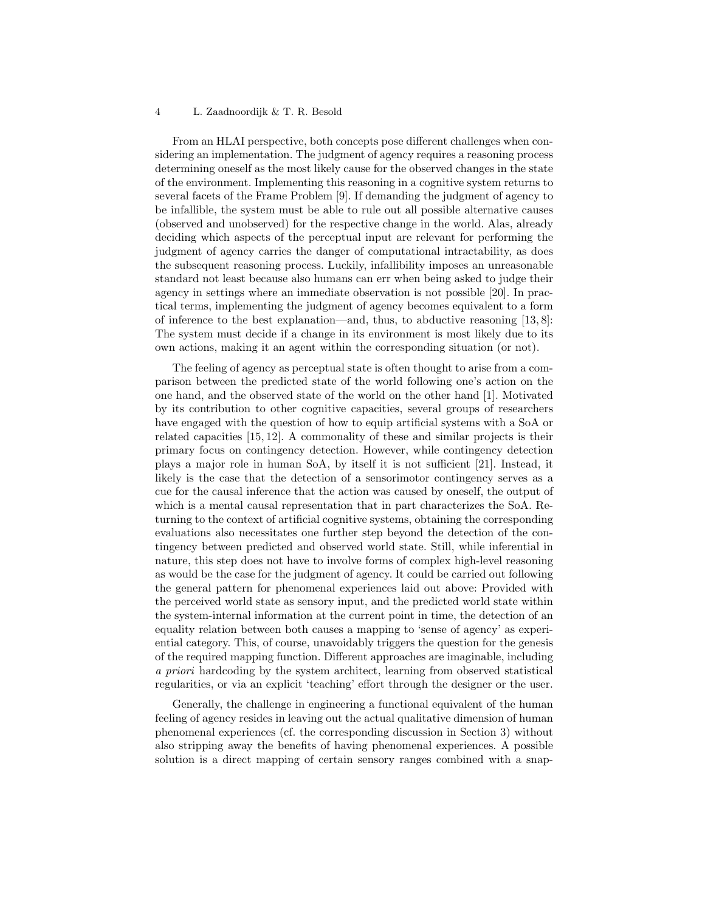From an HLAI perspective, both concepts pose different challenges when considering an implementation. The judgment of agency requires a reasoning process determining oneself as the most likely cause for the observed changes in the state of the environment. Implementing this reasoning in a cognitive system returns to several facets of the Frame Problem [9]. If demanding the judgment of agency to be infallible, the system must be able to rule out all possible alternative causes (observed and unobserved) for the respective change in the world. Alas, already deciding which aspects of the perceptual input are relevant for performing the judgment of agency carries the danger of computational intractability, as does the subsequent reasoning process. Luckily, infallibility imposes an unreasonable standard not least because also humans can err when being asked to judge their agency in settings where an immediate observation is not possible [20]. In practical terms, implementing the judgment of agency becomes equivalent to a form of inference to the best explanation—and, thus, to abductive reasoning [13, 8]: The system must decide if a change in its environment is most likely due to its own actions, making it an agent within the corresponding situation (or not).

The feeling of agency as perceptual state is often thought to arise from a comparison between the predicted state of the world following one's action on the one hand, and the observed state of the world on the other hand [1]. Motivated by its contribution to other cognitive capacities, several groups of researchers have engaged with the question of how to equip artificial systems with a SoA or related capacities [15, 12]. A commonality of these and similar projects is their primary focus on contingency detection. However, while contingency detection plays a major role in human SoA, by itself it is not sufficient [21]. Instead, it likely is the case that the detection of a sensorimotor contingency serves as a cue for the causal inference that the action was caused by oneself, the output of which is a mental causal representation that in part characterizes the SoA. Returning to the context of artificial cognitive systems, obtaining the corresponding evaluations also necessitates one further step beyond the detection of the contingency between predicted and observed world state. Still, while inferential in nature, this step does not have to involve forms of complex high-level reasoning as would be the case for the judgment of agency. It could be carried out following the general pattern for phenomenal experiences laid out above: Provided with the perceived world state as sensory input, and the predicted world state within the system-internal information at the current point in time, the detection of an equality relation between both causes a mapping to 'sense of agency' as experiential category. This, of course, unavoidably triggers the question for the genesis of the required mapping function. Different approaches are imaginable, including *a priori* hardcoding by the system architect, learning from observed statistical regularities, or via an explicit 'teaching' effort through the designer or the user.

Generally, the challenge in engineering a functional equivalent of the human feeling of agency resides in leaving out the actual qualitative dimension of human phenomenal experiences (cf. the corresponding discussion in Section 3) without also stripping away the benefits of having phenomenal experiences. A possible solution is a direct mapping of certain sensory ranges combined with a snap-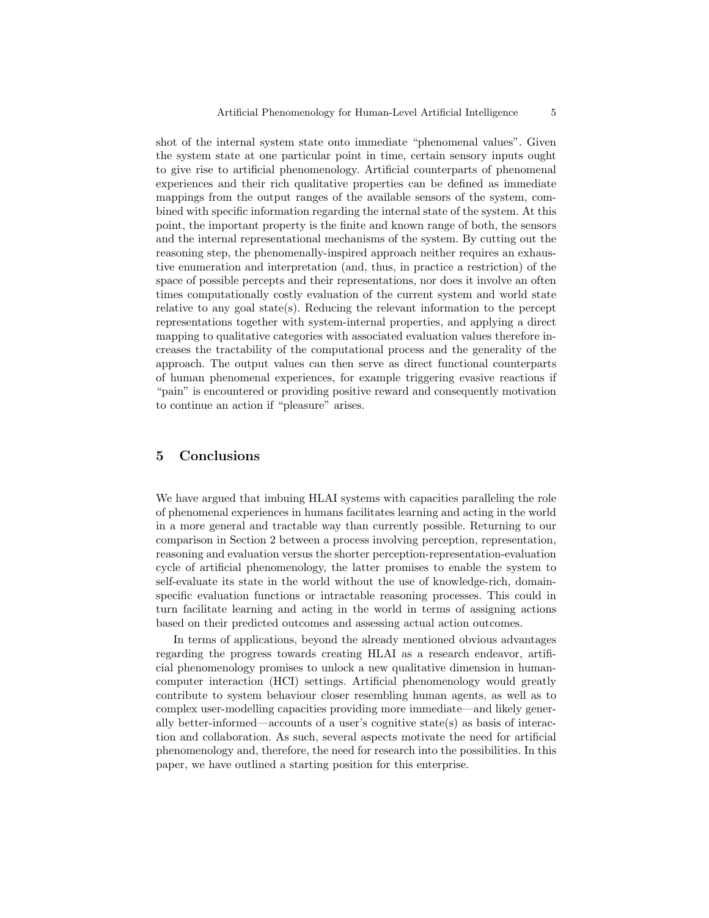shot of the internal system state onto immediate "phenomenal values". Given the system state at one particular point in time, certain sensory inputs ought to give rise to artificial phenomenology. Artificial counterparts of phenomenal experiences and their rich qualitative properties can be defined as immediate mappings from the output ranges of the available sensors of the system, combined with specific information regarding the internal state of the system. At this point, the important property is the finite and known range of both, the sensors and the internal representational mechanisms of the system. By cutting out the reasoning step, the phenomenally-inspired approach neither requires an exhaustive enumeration and interpretation (and, thus, in practice a restriction) of the space of possible percepts and their representations, nor does it involve an often times computationally costly evaluation of the current system and world state relative to any goal state(s). Reducing the relevant information to the percept representations together with system-internal properties, and applying a direct mapping to qualitative categories with associated evaluation values therefore increases the tractability of the computational process and the generality of the approach. The output values can then serve as direct functional counterparts of human phenomenal experiences, for example triggering evasive reactions if "pain" is encountered or providing positive reward and consequently motivation to continue an action if "pleasure" arises.

## 5 Conclusions

We have argued that imbuing HLAI systems with capacities paralleling the role of phenomenal experiences in humans facilitates learning and acting in the world in a more general and tractable way than currently possible. Returning to our comparison in Section 2 between a process involving perception, representation, reasoning and evaluation versus the shorter perception-representation-evaluation cycle of artificial phenomenology, the latter promises to enable the system to self-evaluate its state in the world without the use of knowledge-rich, domain-specific evaluation functions or intractable reasoning processes. This could in turn facilitate learning and acting in the world in terms of assigning actions based on their predicted outcomes and assessing actual action outcomes.

In terms of applications, beyond the already mentioned obvious advantages regarding the progress towards creating HLAI as a research endeavor, artificial phenomenology promises to unlock a new qualitative dimension in human-computer interaction (HCI) settings. Artificial phenomenology would greatly contribute to system behaviour closer resembling human agents, as well as to complex user-modelling capacities providing more immediate—and likely generally better-informed—accounts of a user's cognitive state(s) as basis of interaction and collaboration. As such, several aspects motivate the need for artificial phenomenology and, therefore, the need for research into the possibilities. In this paper, we have outlined a starting position for this enterprise.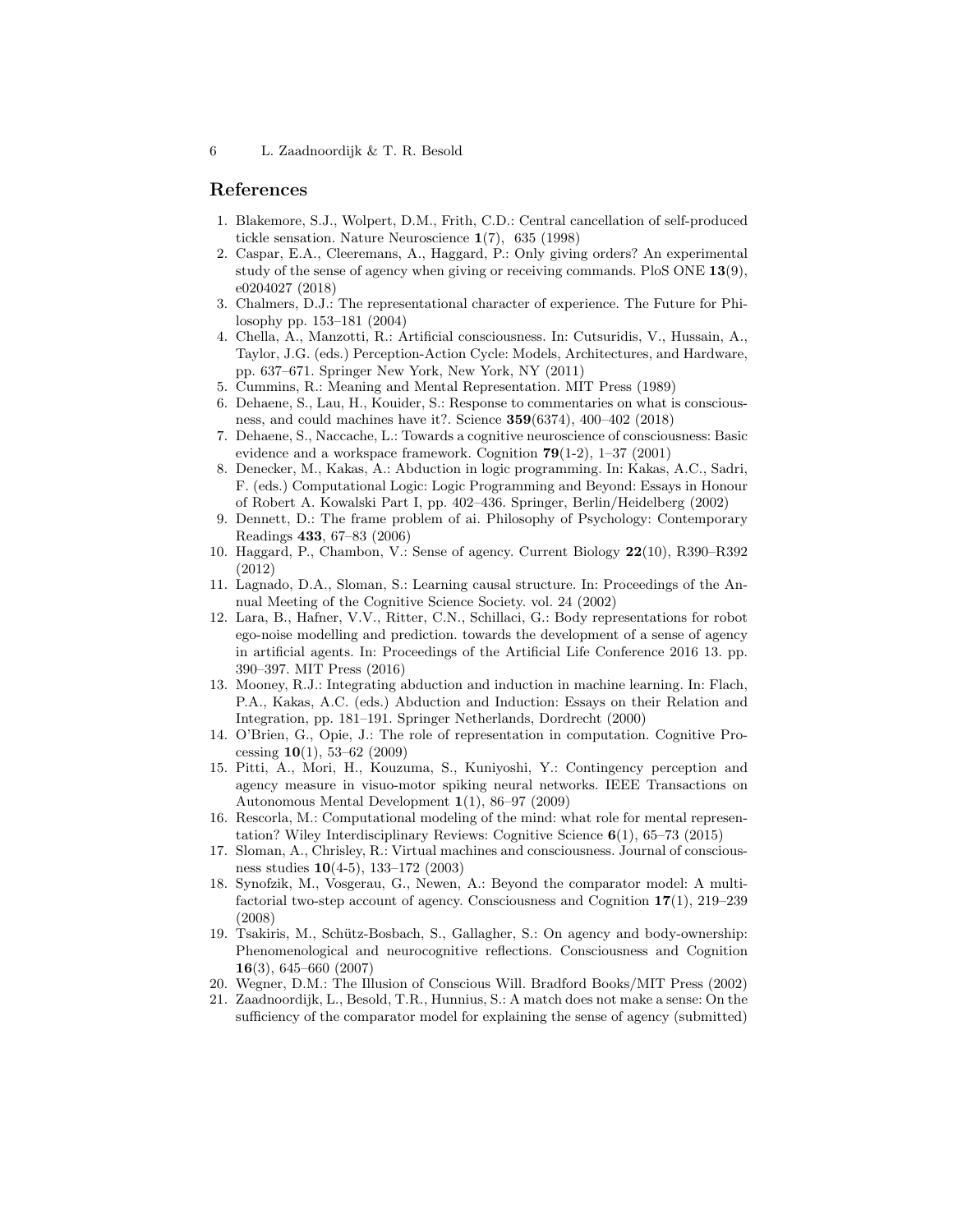## References

1. Blakemore, S.J., Wolpert, D.M., Frith, C.D.: Central cancellation of self-produced tickle sensation. Nature Neuroscience **1**(7), 635 (1998)
2. Caspar, E.A., Cleeremans, A., Haggard, P.: Only giving orders? An experimental study of the sense of agency when giving or receiving commands. PloS ONE **13**(9), e0204027 (2018)
3. Chalmers, D.J.: The representational character of experience. The Future for Philosophy pp. 153–181 (2004)
4. Chella, A., Manzotti, R.: Artificial consciousness. In: Cutsuridis, V., Hussain, A., Taylor, J.G. (eds.) Perception-Action Cycle: Models, Architectures, and Hardware, pp. 637–671. Springer New York, New York, NY (2011)
5. Cummins, R.: Meaning and Mental Representation. MIT Press (1989)
6. Dehaene, S., Lau, H., Kouider, S.: Response to commentaries on what is consciousness, and could machines have it?. Science **359**(6374), 400–402 (2018)
7. Dehaene, S., Naccache, L.: Towards a cognitive neuroscience of consciousness: Basic evidence and a workspace framework. Cognition **79**(1-2), 1–37 (2001)
8. Denecker, M., Kakas, A.: Abduction in logic programming. In: Kakas, A.C., Sadri, F. (eds.) Computational Logic: Logic Programming and Beyond: Essays in Honour of Robert A. Kowalski Part I, pp. 402–436. Springer, Berlin/Heidelberg (2002)
9. Dennett, D.: The frame problem of ai. Philosophy of Psychology: Contemporary Readings **433**, 67–83 (2006)
10. Haggard, P., Chambon, V.: Sense of agency. Current Biology **22**(10), R390–R392 (2012)
11. Lagnado, D.A., Sloman, S.: Learning causal structure. In: Proceedings of the Annual Meeting of the Cognitive Science Society. vol. 24 (2002)
12. Lara, B., Hafner, V.V., Ritter, C.N., Schillaci, G.: Body representations for robot ego-noise modelling and prediction. towards the development of a sense of agency in artificial agents. In: Proceedings of the Artificial Life Conference 2016 13. pp. 390–397. MIT Press (2016)
13. Mooney, R.J.: Integrating abduction and induction in machine learning. In: Flach, P.A., Kakas, A.C. (eds.) Abduction and Induction: Essays on their Relation and Integration, pp. 181–191. Springer Netherlands, Dordrecht (2000)
14. O'Brien, G., Opie, J.: The role of representation in computation. Cognitive Processing **10**(1), 53–62 (2009)
15. Pitti, A., Mori, H., Kouzuma, S., Kuniyoshi, Y.: Contingency perception and agency measure in visuo-motor spiking neural networks. IEEE Transactions on Autonomous Mental Development **1**(1), 86–97 (2009)
16. Rescorla, M.: Computational modeling of the mind: what role for mental representation? Wiley Interdisciplinary Reviews: Cognitive Science **6**(1), 65–73 (2015)
17. Sloman, A., Chrisley, R.: Virtual machines and consciousness. Journal of consciousness studies **10**(4-5), 133–172 (2003)
18. Synofzik, M., Vosgerau, G., Newen, A.: Beyond the comparator model: A multifactorial two-step account of agency. Consciousness and Cognition **17**(1), 219–239 (2008)
19. Tsakiris, M., Schütz-Bosbach, S., Gallagher, S.: On agency and body-ownership: Phenomenological and neurocognitive reflections. Consciousness and Cognition **16**(3), 645–660 (2007)
20. Wegner, D.M.: The Illusion of Conscious Will. Bradford Books/MIT Press (2002)
21. Zaadnoordijk, L., Besold, T.R., Hunnius, S.: A match does not make a sense: On the sufficiency of the comparator model for explaining the sense of agency (submitted)